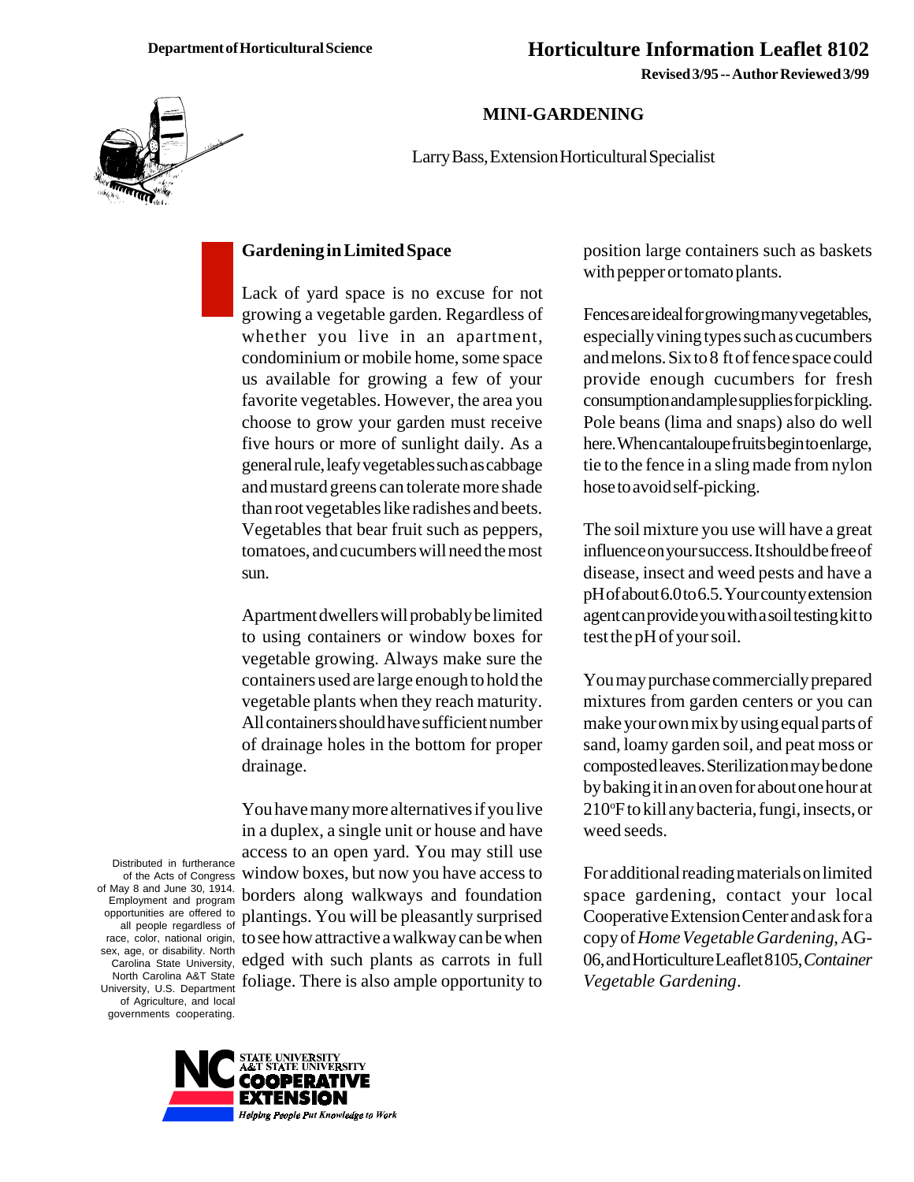Department of Horticultural Science

# Horticulture Information Leaflet 8102

**Revised 3/95 -- Author Reviewed 3/99**

## MINI-GARDENING

Larry Bass, Extension Horticultural Specialist

### Gardening in Limited Space

Lack of yard space is no excuse for not growing a vegetable garden. Regardless of whether you live in an apartment, condominium or mobile home, some space us available for growing a few of your favorite vegetables. However, the area you choose to grow your garden must receive five hours or more of sunlight daily. As a general rule, leafy vegetables such as cabbage and mustard greens can tolerate more shade than root vegetables like radishes and beets. Vegetables that bear fruit such as peppers, tomatoes, and cucumbers will need the most sun.

Apartment dwellers will probably be limited to using containers or window boxes for vegetable growing. Always make sure the containers used are large enough to hold the vegetable plants when they reach maturity. All containers should have sufficient number of drainage holes in the bottom for proper drainage.

You have many more alternatives if you live in a duplex, a single unit or house and have access to an open yard. You may still use window boxes, but now you have access to borders along walkways and foundation plantings. You will be pleasantly surprised to see how attractive a walkway can be when edged with such plants as carrots in full foliage. There is also ample opportunity to position large containers such as baskets with pepper or tomato plants.

Fences are ideal for growing many vegetables, especially vining types such as cucumbers and melons. Six to 8 ft of fence space could provide enough cucumbers for fresh consumption and ample supplies for pickling. Pole beans (lima and snaps) also do well here. When cantaloupe fruits begin to enlarge, tie to the fence in a sling made from nylon hose to avoid self-picking.

The soil mixture you use will have a great influence on your success. It should be free of disease, insect and weed pests and have a pH of about 6.0 to 6.5. Your county extension agent can provide you with a soil testing kit to test the pH of your soil.

You may purchase commercially prepared mixtures from garden centers or you can make your own mix by using equal parts of sand, loamy garden soil, and peat moss or composted leaves. Sterilization may be done by baking it in an oven for about one hour at 210°F to kill any bacteria, fungi, insects, or weed seeds.

For additional reading materials on limited space gardening, contact your local Cooperative Extension Center and ask for a copy of *Home Vegetable Gardening*, AG-06, and Horticulture Leaflet 8105, *Container Vegetable Gardening*.

Distributed in furtherance of the Acts of Congress of May 8 and June 30, 1914. Employment and program opportunities are offered to all people regardless of race, color, national origin, sex, age, or disability. North Carolina State University, North Carolina A&T State University, U.S. Department of Agriculture, and local governments cooperating.

NC STATE UNIVERSITY A&T STATE UNIVERSITY COOPERATIVE EXTENSION — *Helping People Put Knowledge to Work*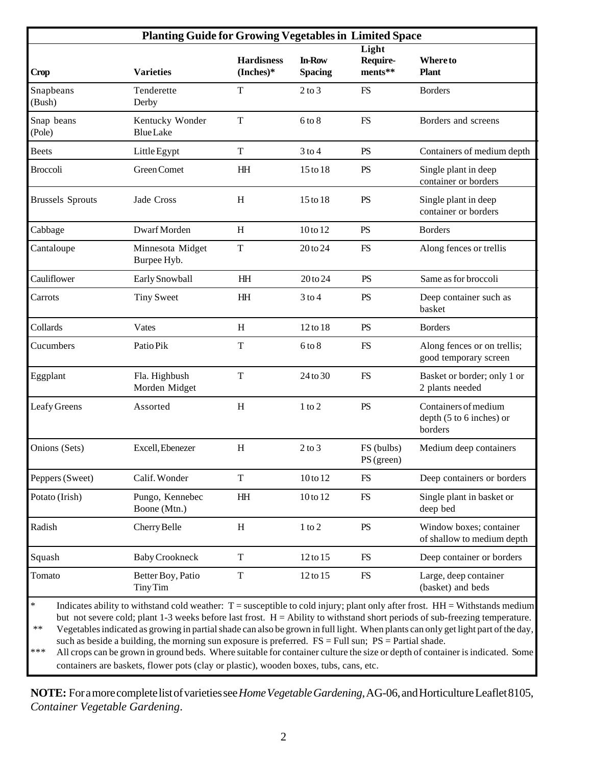**Planting Guide for Growing Vegetables in Limited Space**

| Crop | Varieties | Hardisness (Inches)* | In-Row Spacing | Light Require-ments** | Where to Plant |
|---|---|---|---|---|---|
| Snapbeans (Bush) | Tenderette Derby | T | 2 to 3 | FS | Borders |
| Snap beans (Pole) | Kentucky Wonder Blue Lake | T | 6 to 8 | FS | Borders and screens |
| Beets | Little Egypt | T | 3 to 4 | PS | Containers of medium depth |
| Broccoli | Green Comet | HH | 15 to 18 | PS | Single plant in deep container or borders |
| Brussels Sprouts | Jade Cross | H | 15 to 18 | PS | Single plant in deep container or borders |
| Cabbage | Dwarf Morden | H | 10 to 12 | PS | Borders |
| Cantaloupe | Minnesota Midget Burpee Hyb. | T | 20 to 24 | FS | Along fences or trellis |
| Cauliflower | Early Snowball | HH | 20 to 24 | PS | Same as for broccoli |
| Carrots | Tiny Sweet | HH | 3 to 4 | PS | Deep container such as basket |
| Collards | Vates | H | 12 to 18 | PS | Borders |
| Cucumbers | Patio Pik | T | 6 to 8 | FS | Along fences or on trellis; good temporary screen |
| Eggplant | Fla. Highbush Morden Midget | T | 24 to 30 | FS | Basket or border; only 1 or 2 plants needed |
| Leafy Greens | Assorted | H | 1 to 2 | PS | Containers of medium depth (5 to 6 inches) or borders |
| Onions (Sets) | Excell, Ebenezer | H | 2 to 3 | FS (bulbs) PS (green) | Medium deep containers |
| Peppers (Sweet) | Calif. Wonder | T | 10 to 12 | FS | Deep containers or borders |
| Potato (Irish) | Pungo, Kennebec Boone (Mtn.) | HH | 10 to 12 | FS | Single plant in basket or deep bed |
| Radish | Cherry Belle | H | 1 to 2 | PS | Window boxes; container of shallow to medium depth |
| Squash | Baby Crookneck | T | 12 to 15 | FS | Deep container or borders |
| Tomato | Better Boy, Patio Tiny Tim | T | 12 to 15 | FS | Large, deep container (basket) and beds |

\* Indicates ability to withstand cold weather: T = susceptible to cold injury; plant only after frost. HH = Withstands medium but not severe cold; plant 1-3 weeks before last frost. H = Ability to withstand short periods of sub-freezing temperature.

\*\* Vegetables indicated as growing in partial shade can also be grown in full light. When plants can only get light part of the day, such as beside a building, the morning sun exposure is preferred. FS = Full sun; PS = Partial shade.

\*\*\* All crops can be grown in ground beds. Where suitable for container culture the size or depth of container is indicated. Some containers are baskets, flower pots (clay or plastic), wooden boxes, tubs, cans, etc.

**NOTE:** For a more complete list of varieties see *Home Vegetable Gardening*, AG-06, and Horticulture Leaflet 8105, *Container Vegetable Gardening*.